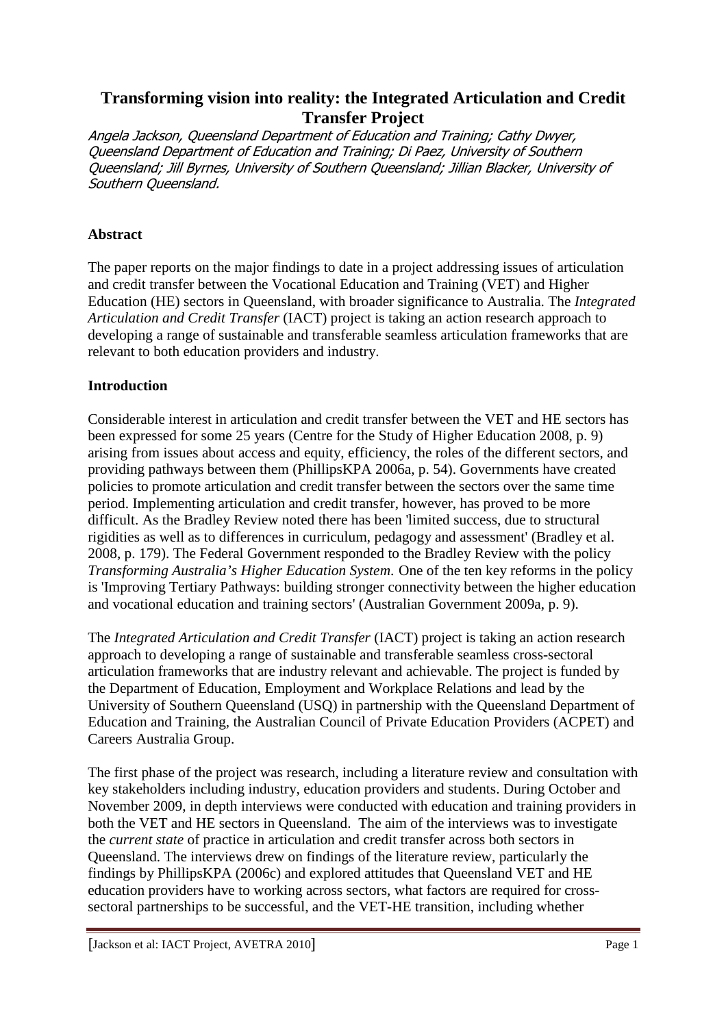# Transforming vision into reality: the Integrated Articulation and Credit Transfer Project

*Angela Jackson, Queensland Department of Education and Training; Cathy Dwyer, Queensland Department of Education and Training; Di Paez, University of Southern Queensland; Jill Byrnes, University of Southern Queensland; Jillian Blacker, University of Southern Queensland.*

## Abstract

The paper reports on the major findings to date in a project addressing issues of articulation and credit transfer between the Vocational Education and Training (VET) and Higher Education (HE) sectors in Queensland, with broader significance to Australia. The *Integrated Articulation and Credit Transfer* (IACT) project is taking an action research approach to developing a range of sustainable and transferable seamless articulation frameworks that are relevant to both education providers and industry.

## Introduction

Considerable interest in articulation and credit transfer between the VET and HE sectors has been expressed for some 25 years (Centre for the Study of Higher Education 2008, p. 9) arising from issues about access and equity, efficiency, the roles of the different sectors, and providing pathways between them (PhillipsKPA 2006a, p. 54). Governments have created policies to promote articulation and credit transfer between the sectors over the same time period. Implementing articulation and credit transfer, however, has proved to be more difficult. As the Bradley Review noted there has been 'limited success, due to structural rigidities as well as to differences in curriculum, pedagogy and assessment' (Bradley et al. 2008, p. 179). The Federal Government responded to the Bradley Review with the policy *Transforming Australia's Higher Education System.* One of the ten key reforms in the policy is 'Improving Tertiary Pathways: building stronger connectivity between the higher education and vocational education and training sectors' (Australian Government 2009a, p. 9).

The *Integrated Articulation and Credit Transfer* (IACT) project is taking an action research approach to developing a range of sustainable and transferable seamless cross-sectoral articulation frameworks that are industry relevant and achievable. The project is funded by the Department of Education, Employment and Workplace Relations and lead by the University of Southern Queensland (USQ) in partnership with the Queensland Department of Education and Training, the Australian Council of Private Education Providers (ACPET) and Careers Australia Group.

The first phase of the project was research, including a literature review and consultation with key stakeholders including industry, education providers and students. During October and November 2009, in depth interviews were conducted with education and training providers in both the VET and HE sectors in Queensland. The aim of the interviews was to investigate the *current state* of practice in articulation and credit transfer across both sectors in Queensland. The interviews drew on findings of the literature review, particularly the findings by PhillipsKPA (2006c) and explored attitudes that Queensland VET and HE education providers have to working across sectors, what factors are required for cross-sectoral partnerships to be successful, and the VET-HE transition, including whether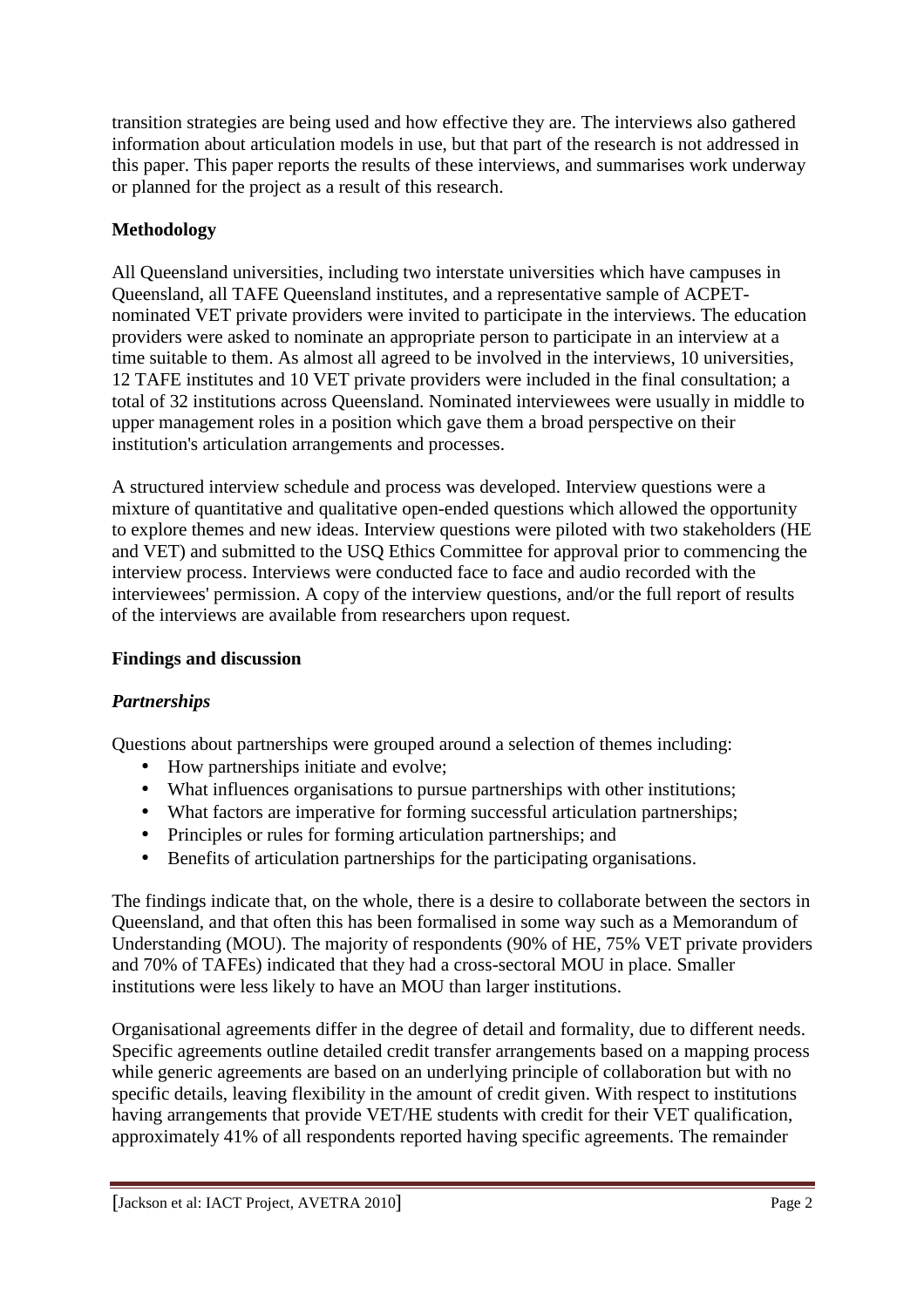transition strategies are being used and how effective they are. The interviews also gathered information about articulation models in use, but that part of the research is not addressed in this paper. This paper reports the results of these interviews, and summarises work underway or planned for the project as a result of this research.

**Methodology**

All Queensland universities, including two interstate universities which have campuses in Queensland, all TAFE Queensland institutes, and a representative sample of ACPET-nominated VET private providers were invited to participate in the interviews. The education providers were asked to nominate an appropriate person to participate in an interview at a time suitable to them. As almost all agreed to be involved in the interviews, 10 universities, 12 TAFE institutes and 10 VET private providers were included in the final consultation; a total of 32 institutions across Queensland. Nominated interviewees were usually in middle to upper management roles in a position which gave them a broad perspective on their institution's articulation arrangements and processes.

A structured interview schedule and process was developed. Interview questions were a mixture of quantitative and qualitative open-ended questions which allowed the opportunity to explore themes and new ideas. Interview questions were piloted with two stakeholders (HE and VET) and submitted to the USQ Ethics Committee for approval prior to commencing the interview process. Interviews were conducted face to face and audio recorded with the interviewees' permission. A copy of the interview questions, and/or the full report of results of the interviews are available from researchers upon request.

**Findings and discussion**

***Partnerships***

Questions about partnerships were grouped around a selection of themes including:

- How partnerships initiate and evolve;
- What influences organisations to pursue partnerships with other institutions;
- What factors are imperative for forming successful articulation partnerships;
- Principles or rules for forming articulation partnerships; and
- Benefits of articulation partnerships for the participating organisations.

The findings indicate that, on the whole, there is a desire to collaborate between the sectors in Queensland, and that often this has been formalised in some way such as a Memorandum of Understanding (MOU). The majority of respondents (90% of HE, 75% VET private providers and 70% of TAFEs) indicated that they had a cross-sectoral MOU in place. Smaller institutions were less likely to have an MOU than larger institutions.

Organisational agreements differ in the degree of detail and formality, due to different needs. Specific agreements outline detailed credit transfer arrangements based on a mapping process while generic agreements are based on an underlying principle of collaboration but with no specific details, leaving flexibility in the amount of credit given. With respect to institutions having arrangements that provide VET/HE students with credit for their VET qualification, approximately 41% of all respondents reported having specific agreements. The remainder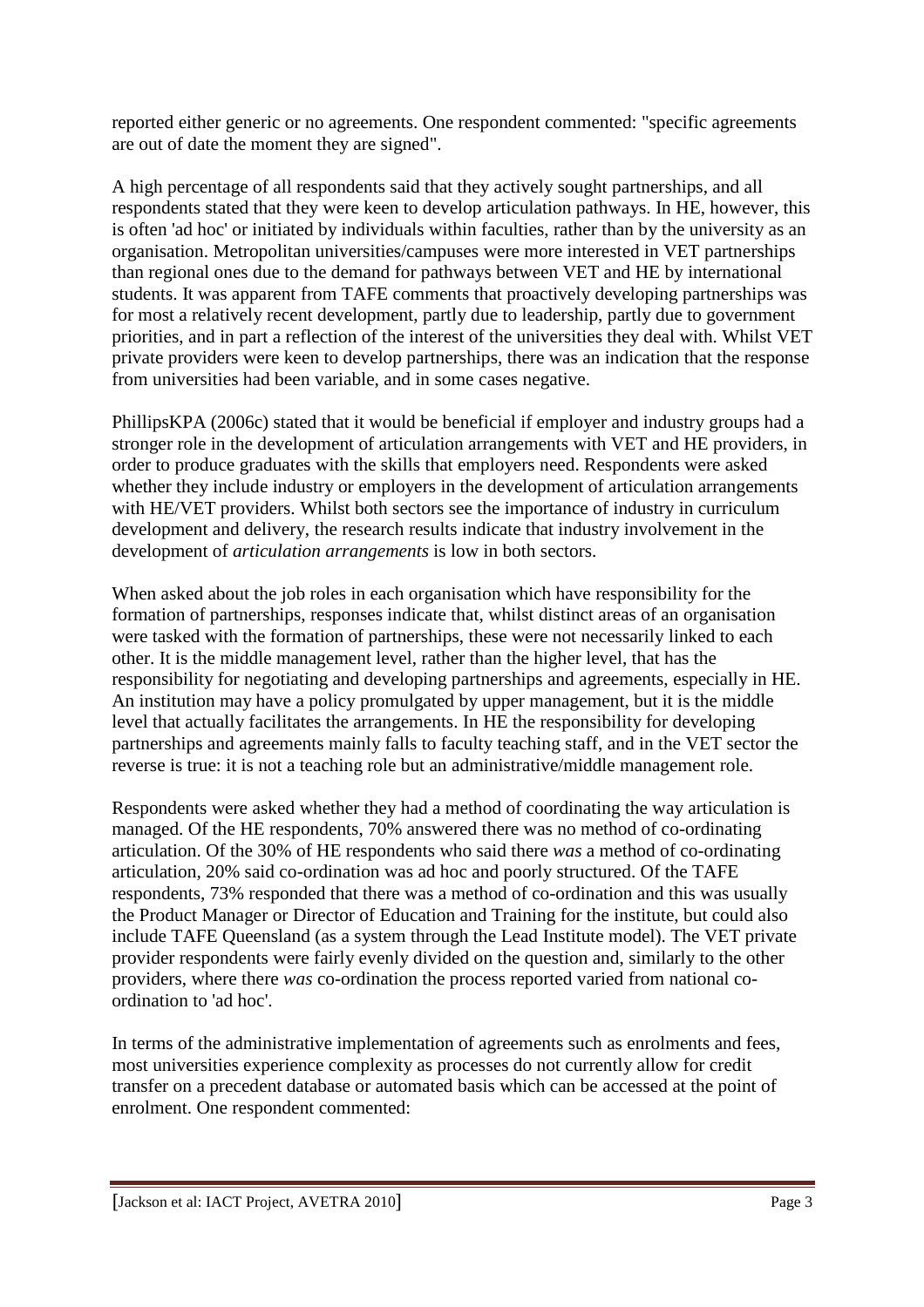reported either generic or no agreements. One respondent commented: "specific agreements are out of date the moment they are signed".

A high percentage of all respondents said that they actively sought partnerships, and all respondents stated that they were keen to develop articulation pathways. In HE, however, this is often 'ad hoc' or initiated by individuals within faculties, rather than by the university as an organisation. Metropolitan universities/campuses were more interested in VET partnerships than regional ones due to the demand for pathways between VET and HE by international students. It was apparent from TAFE comments that proactively developing partnerships was for most a relatively recent development, partly due to leadership, partly due to government priorities, and in part a reflection of the interest of the universities they deal with. Whilst VET private providers were keen to develop partnerships, there was an indication that the response from universities had been variable, and in some cases negative.

PhillipsKPA (2006c) stated that it would be beneficial if employer and industry groups had a stronger role in the development of articulation arrangements with VET and HE providers, in order to produce graduates with the skills that employers need. Respondents were asked whether they include industry or employers in the development of articulation arrangements with HE/VET providers. Whilst both sectors see the importance of industry in curriculum development and delivery, the research results indicate that industry involvement in the development of *articulation arrangements* is low in both sectors.

When asked about the job roles in each organisation which have responsibility for the formation of partnerships, responses indicate that, whilst distinct areas of an organisation were tasked with the formation of partnerships, these were not necessarily linked to each other. It is the middle management level, rather than the higher level, that has the responsibility for negotiating and developing partnerships and agreements, especially in HE. An institution may have a policy promulgated by upper management, but it is the middle level that actually facilitates the arrangements. In HE the responsibility for developing partnerships and agreements mainly falls to faculty teaching staff, and in the VET sector the reverse is true: it is not a teaching role but an administrative/middle management role.

Respondents were asked whether they had a method of coordinating the way articulation is managed. Of the HE respondents, 70% answered there was no method of co-ordinating articulation. Of the 30% of HE respondents who said there *was* a method of co-ordinating articulation, 20% said co-ordination was ad hoc and poorly structured. Of the TAFE respondents, 73% responded that there was a method of co-ordination and this was usually the Product Manager or Director of Education and Training for the institute, but could also include TAFE Queensland (as a system through the Lead Institute model). The VET private provider respondents were fairly evenly divided on the question and, similarly to the other providers, where there *was* co-ordination the process reported varied from national co-ordination to 'ad hoc'.

In terms of the administrative implementation of agreements such as enrolments and fees, most universities experience complexity as processes do not currently allow for credit transfer on a precedent database or automated basis which can be accessed at the point of enrolment. One respondent commented: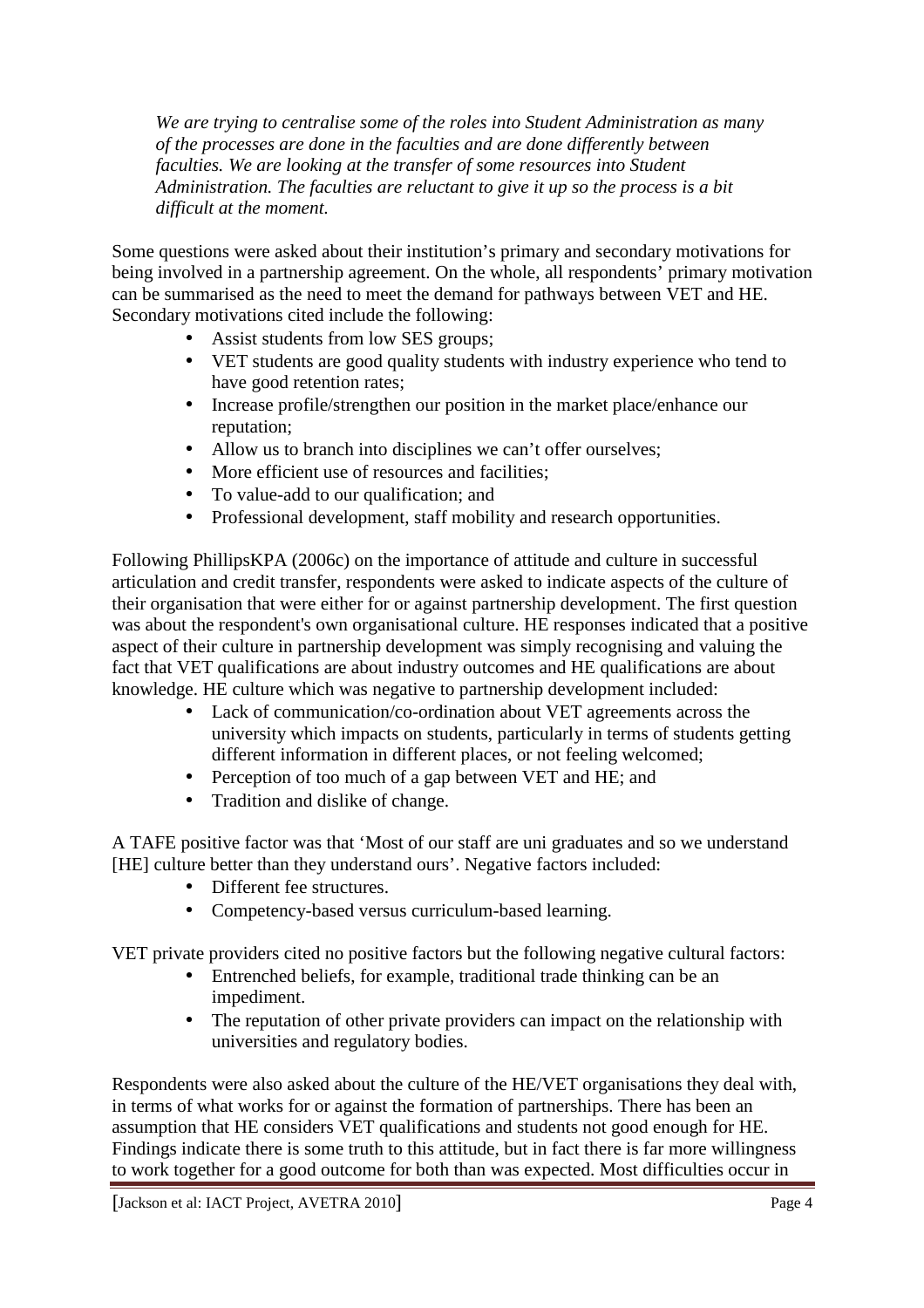*We are trying to centralise some of the roles into Student Administration as many of the processes are done in the faculties and are done differently between faculties. We are looking at the transfer of some resources into Student Administration. The faculties are reluctant to give it up so the process is a bit difficult at the moment.*

Some questions were asked about their institution's primary and secondary motivations for being involved in a partnership agreement. On the whole, all respondents' primary motivation can be summarised as the need to meet the demand for pathways between VET and HE. Secondary motivations cited include the following:

- Assist students from low SES groups;
- VET students are good quality students with industry experience who tend to have good retention rates;
- Increase profile/strengthen our position in the market place/enhance our reputation;
- Allow us to branch into disciplines we can't offer ourselves;
- More efficient use of resources and facilities;
- To value-add to our qualification; and
- Professional development, staff mobility and research opportunities.

Following PhillipsKPA (2006c) on the importance of attitude and culture in successful articulation and credit transfer, respondents were asked to indicate aspects of the culture of their organisation that were either for or against partnership development. The first question was about the respondent's own organisational culture. HE responses indicated that a positive aspect of their culture in partnership development was simply recognising and valuing the fact that VET qualifications are about industry outcomes and HE qualifications are about knowledge. HE culture which was negative to partnership development included:

- Lack of communication/co-ordination about VET agreements across the university which impacts on students, particularly in terms of students getting different information in different places, or not feeling welcomed;
- Perception of too much of a gap between VET and HE; and
- Tradition and dislike of change.

A TAFE positive factor was that 'Most of our staff are uni graduates and so we understand [HE] culture better than they understand ours'. Negative factors included:

- Different fee structures.
- Competency-based versus curriculum-based learning.

VET private providers cited no positive factors but the following negative cultural factors:

- Entrenched beliefs, for example, traditional trade thinking can be an impediment.
- The reputation of other private providers can impact on the relationship with universities and regulatory bodies.

Respondents were also asked about the culture of the HE/VET organisations they deal with, in terms of what works for or against the formation of partnerships. There has been an assumption that HE considers VET qualifications and students not good enough for HE. Findings indicate there is some truth to this attitude, but in fact there is far more willingness to work together for a good outcome for both than was expected. Most difficulties occur in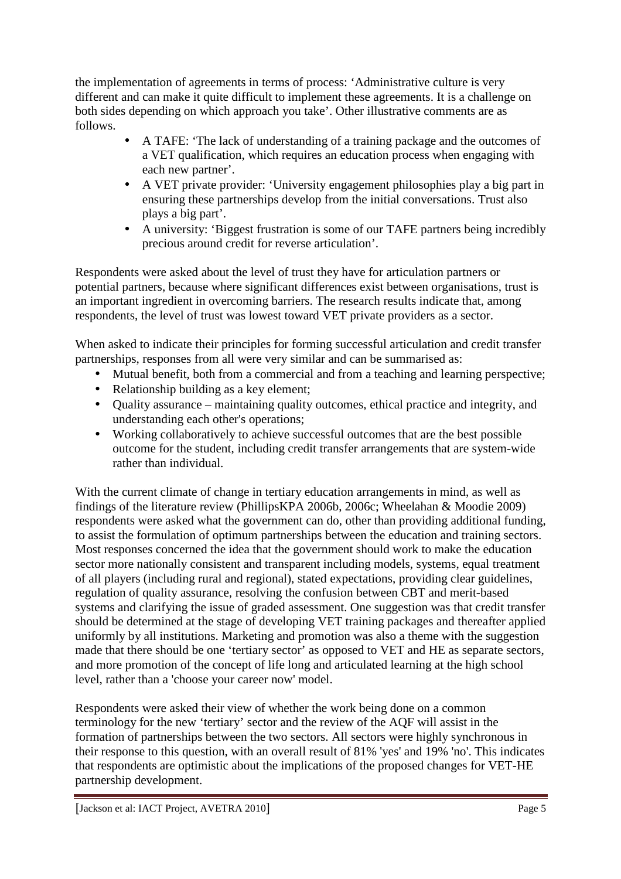the implementation of agreements in terms of process: 'Administrative culture is very different and can make it quite difficult to implement these agreements. It is a challenge on both sides depending on which approach you take'. Other illustrative comments are as follows.

- A TAFE: 'The lack of understanding of a training package and the outcomes of a VET qualification, which requires an education process when engaging with each new partner'.
- A VET private provider: 'University engagement philosophies play a big part in ensuring these partnerships develop from the initial conversations. Trust also plays a big part'.
- A university: 'Biggest frustration is some of our TAFE partners being incredibly precious around credit for reverse articulation'.

Respondents were asked about the level of trust they have for articulation partners or potential partners, because where significant differences exist between organisations, trust is an important ingredient in overcoming barriers. The research results indicate that, among respondents, the level of trust was lowest toward VET private providers as a sector.

When asked to indicate their principles for forming successful articulation and credit transfer partnerships, responses from all were very similar and can be summarised as:

- Mutual benefit, both from a commercial and from a teaching and learning perspective;
- Relationship building as a key element;
- Quality assurance – maintaining quality outcomes, ethical practice and integrity, and understanding each other's operations;
- Working collaboratively to achieve successful outcomes that are the best possible outcome for the student, including credit transfer arrangements that are system-wide rather than individual.

With the current climate of change in tertiary education arrangements in mind, as well as findings of the literature review (PhillipsKPA 2006b, 2006c; Wheelahan & Moodie 2009) respondents were asked what the government can do, other than providing additional funding, to assist the formulation of optimum partnerships between the education and training sectors. Most responses concerned the idea that the government should work to make the education sector more nationally consistent and transparent including models, systems, equal treatment of all players (including rural and regional), stated expectations, providing clear guidelines, regulation of quality assurance, resolving the confusion between CBT and merit-based systems and clarifying the issue of graded assessment. One suggestion was that credit transfer should be determined at the stage of developing VET training packages and thereafter applied uniformly by all institutions. Marketing and promotion was also a theme with the suggestion made that there should be one 'tertiary sector' as opposed to VET and HE as separate sectors, and more promotion of the concept of life long and articulated learning at the high school level, rather than a 'choose your career now' model.

Respondents were asked their view of whether the work being done on a common terminology for the new 'tertiary' sector and the review of the AQF will assist in the formation of partnerships between the two sectors. All sectors were highly synchronous in their response to this question, with an overall result of 81% 'yes' and 19% 'no'. This indicates that respondents are optimistic about the implications of the proposed changes for VET-HE partnership development.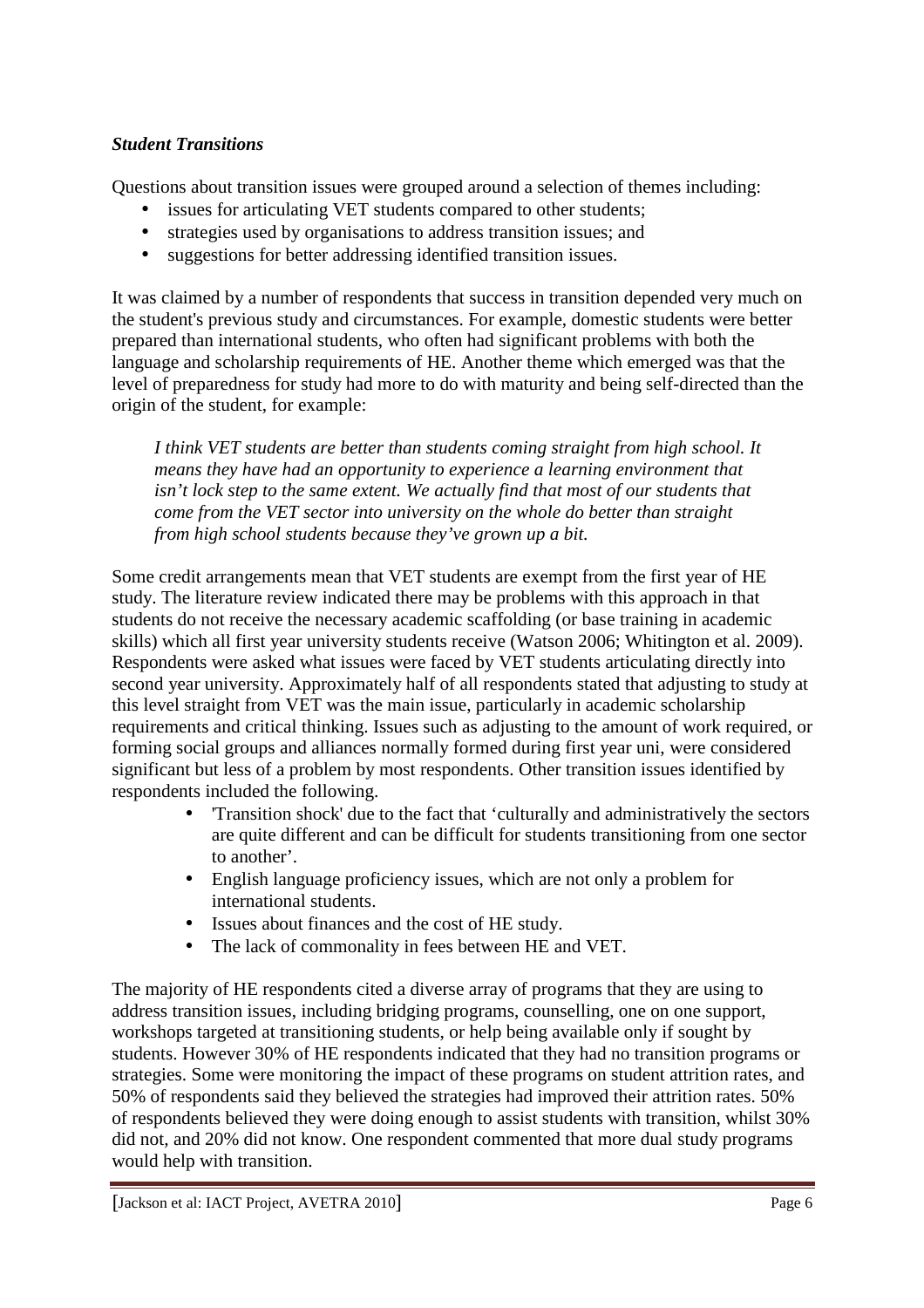***Student Transitions***

Questions about transition issues were grouped around a selection of themes including:

- issues for articulating VET students compared to other students;
- strategies used by organisations to address transition issues; and
- suggestions for better addressing identified transition issues.

It was claimed by a number of respondents that success in transition depended very much on the student's previous study and circumstances. For example, domestic students were better prepared than international students, who often had significant problems with both the language and scholarship requirements of HE. Another theme which emerged was that the level of preparedness for study had more to do with maturity and being self-directed than the origin of the student, for example:

> *I think VET students are better than students coming straight from high school. It means they have had an opportunity to experience a learning environment that isn't lock step to the same extent. We actually find that most of our students that come from the VET sector into university on the whole do better than straight from high school students because they've grown up a bit.*

Some credit arrangements mean that VET students are exempt from the first year of HE study. The literature review indicated there may be problems with this approach in that students do not receive the necessary academic scaffolding (or base training in academic skills) which all first year university students receive (Watson 2006; Whitington et al. 2009). Respondents were asked what issues were faced by VET students articulating directly into second year university. Approximately half of all respondents stated that adjusting to study at this level straight from VET was the main issue, particularly in academic scholarship requirements and critical thinking. Issues such as adjusting to the amount of work required, or forming social groups and alliances normally formed during first year uni, were considered significant but less of a problem by most respondents. Other transition issues identified by respondents included the following.

- 'Transition shock' due to the fact that 'culturally and administratively the sectors are quite different and can be difficult for students transitioning from one sector to another'.
- English language proficiency issues, which are not only a problem for international students.
- Issues about finances and the cost of HE study.
- The lack of commonality in fees between HE and VET.

The majority of HE respondents cited a diverse array of programs that they are using to address transition issues, including bridging programs, counselling, one on one support, workshops targeted at transitioning students, or help being available only if sought by students. However 30% of HE respondents indicated that they had no transition programs or strategies. Some were monitoring the impact of these programs on student attrition rates, and 50% of respondents said they believed the strategies had improved their attrition rates. 50% of respondents believed they were doing enough to assist students with transition, whilst 30% did not, and 20% did not know. One respondent commented that more dual study programs would help with transition.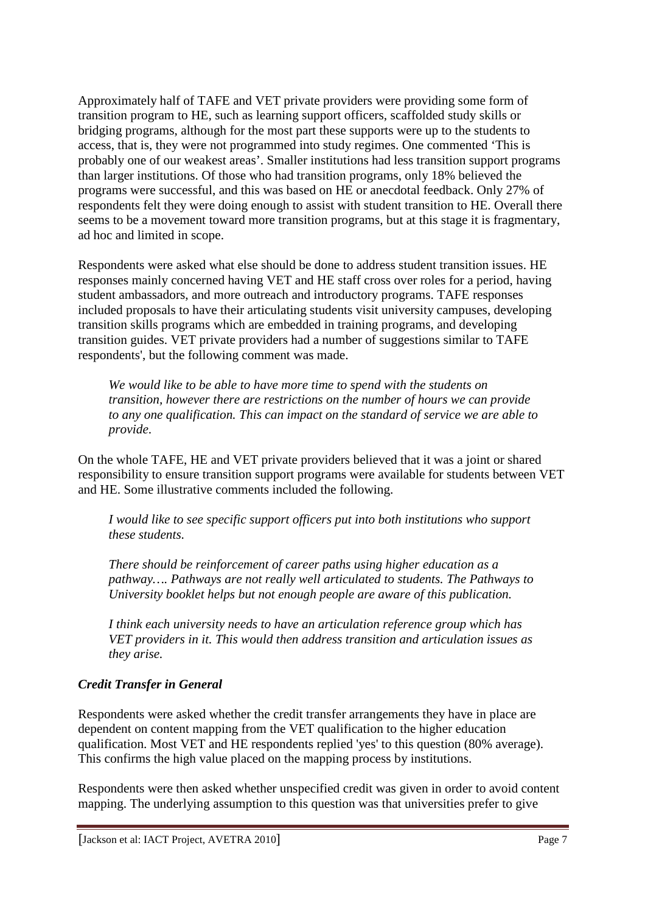Approximately half of TAFE and VET private providers were providing some form of transition program to HE, such as learning support officers, scaffolded study skills or bridging programs, although for the most part these supports were up to the students to access, that is, they were not programmed into study regimes. One commented 'This is probably one of our weakest areas'. Smaller institutions had less transition support programs than larger institutions. Of those who had transition programs, only 18% believed the programs were successful, and this was based on HE or anecdotal feedback. Only 27% of respondents felt they were doing enough to assist with student transition to HE. Overall there seems to be a movement toward more transition programs, but at this stage it is fragmentary, ad hoc and limited in scope.

Respondents were asked what else should be done to address student transition issues. HE responses mainly concerned having VET and HE staff cross over roles for a period, having student ambassadors, and more outreach and introductory programs. TAFE responses included proposals to have their articulating students visit university campuses, developing transition skills programs which are embedded in training programs, and developing transition guides. VET private providers had a number of suggestions similar to TAFE respondents', but the following comment was made.

> *We would like to be able to have more time to spend with the students on transition, however there are restrictions on the number of hours we can provide to any one qualification. This can impact on the standard of service we are able to provide.*

On the whole TAFE, HE and VET private providers believed that it was a joint or shared responsibility to ensure transition support programs were available for students between VET and HE. Some illustrative comments included the following.

> *I would like to see specific support officers put into both institutions who support these students.*
>
> *There should be reinforcement of career paths using higher education as a pathway…. Pathways are not really well articulated to students. The Pathways to University booklet helps but not enough people are aware of this publication.*
>
> *I think each university needs to have an articulation reference group which has VET providers in it. This would then address transition and articulation issues as they arise.*

### *Credit Transfer in General*

Respondents were asked whether the credit transfer arrangements they have in place are dependent on content mapping from the VET qualification to the higher education qualification. Most VET and HE respondents replied 'yes' to this question (80% average). This confirms the high value placed on the mapping process by institutions.

Respondents were then asked whether unspecified credit was given in order to avoid content mapping. The underlying assumption to this question was that universities prefer to give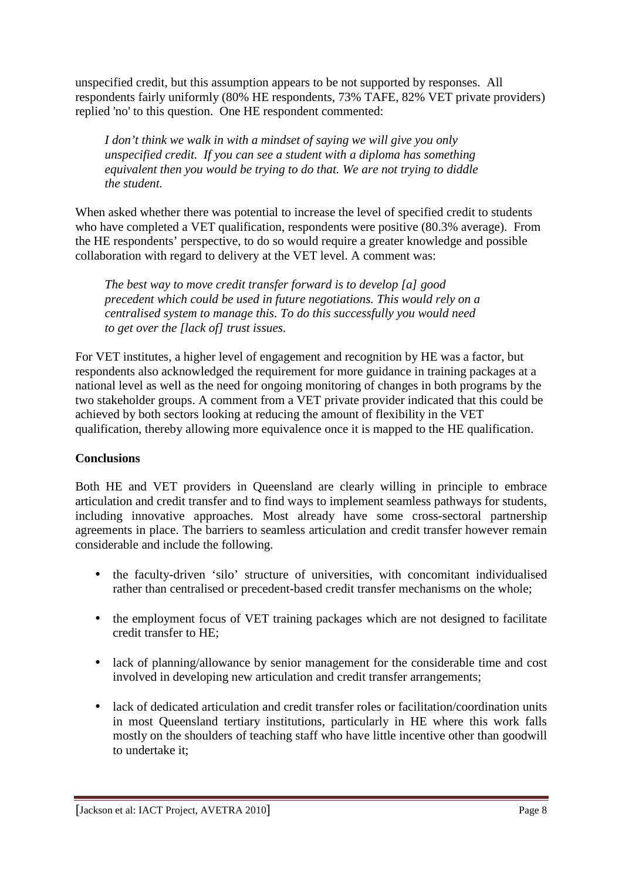unspecified credit, but this assumption appears to be not supported by responses. All respondents fairly uniformly (80% HE respondents, 73% TAFE, 82% VET private providers) replied 'no' to this question. One HE respondent commented:

> *I don't think we walk in with a mindset of saying we will give you only unspecified credit. If you can see a student with a diploma has something equivalent then you would be trying to do that. We are not trying to diddle the student.*

When asked whether there was potential to increase the level of specified credit to students who have completed a VET qualification, respondents were positive (80.3% average). From the HE respondents' perspective, to do so would require a greater knowledge and possible collaboration with regard to delivery at the VET level. A comment was:

> *The best way to move credit transfer forward is to develop [a] good precedent which could be used in future negotiations. This would rely on a centralised system to manage this. To do this successfully you would need to get over the [lack of] trust issues.*

For VET institutes, a higher level of engagement and recognition by HE was a factor, but respondents also acknowledged the requirement for more guidance in training packages at a national level as well as the need for ongoing monitoring of changes in both programs by the two stakeholder groups. A comment from a VET private provider indicated that this could be achieved by both sectors looking at reducing the amount of flexibility in the VET qualification, thereby allowing more equivalence once it is mapped to the HE qualification.

**Conclusions**

Both HE and VET providers in Queensland are clearly willing in principle to embrace articulation and credit transfer and to find ways to implement seamless pathways for students, including innovative approaches. Most already have some cross-sectoral partnership agreements in place. The barriers to seamless articulation and credit transfer however remain considerable and include the following.

- the faculty-driven 'silo' structure of universities, with concomitant individualised rather than centralised or precedent-based credit transfer mechanisms on the whole;
- the employment focus of VET training packages which are not designed to facilitate credit transfer to HE;
- lack of planning/allowance by senior management for the considerable time and cost involved in developing new articulation and credit transfer arrangements;
- lack of dedicated articulation and credit transfer roles or facilitation/coordination units in most Queensland tertiary institutions, particularly in HE where this work falls mostly on the shoulders of teaching staff who have little incentive other than goodwill to undertake it;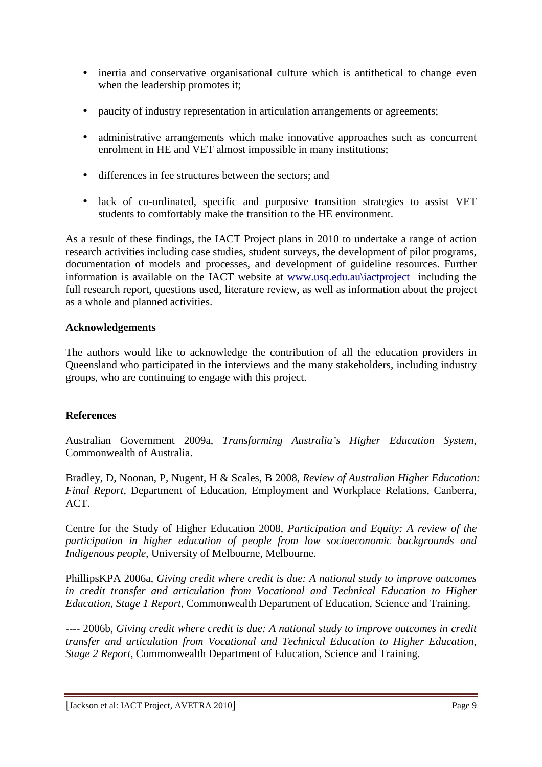- inertia and conservative organisational culture which is antithetical to change even when the leadership promotes it;
- paucity of industry representation in articulation arrangements or agreements;
- administrative arrangements which make innovative approaches such as concurrent enrolment in HE and VET almost impossible in many institutions;
- differences in fee structures between the sectors; and
- lack of co-ordinated, specific and purposive transition strategies to assist VET students to comfortably make the transition to the HE environment.

As a result of these findings, the IACT Project plans in 2010 to undertake a range of action research activities including case studies, student surveys, the development of pilot programs, documentation of models and processes, and development of guideline resources. Further information is available on the IACT website at www.usq.edu.au\iactproject including the full research report, questions used, literature review, as well as information about the project as a whole and planned activities.

**Acknowledgements**

The authors would like to acknowledge the contribution of all the education providers in Queensland who participated in the interviews and the many stakeholders, including industry groups, who are continuing to engage with this project.

**References**

Australian Government 2009a, *Transforming Australia's Higher Education System*, Commonwealth of Australia.

Bradley, D, Noonan, P, Nugent, H & Scales, B 2008, *Review of Australian Higher Education: Final Report*, Department of Education, Employment and Workplace Relations, Canberra, ACT.

Centre for the Study of Higher Education 2008, *Participation and Equity: A review of the participation in higher education of people from low socioeconomic backgrounds and Indigenous people*, University of Melbourne, Melbourne.

PhillipsKPA 2006a, *Giving credit where credit is due: A national study to improve outcomes in credit transfer and articulation from Vocational and Technical Education to Higher Education, Stage 1 Report*, Commonwealth Department of Education, Science and Training.

---- 2006b, *Giving credit where credit is due: A national study to improve outcomes in credit transfer and articulation from Vocational and Technical Education to Higher Education, Stage 2 Report*, Commonwealth Department of Education, Science and Training.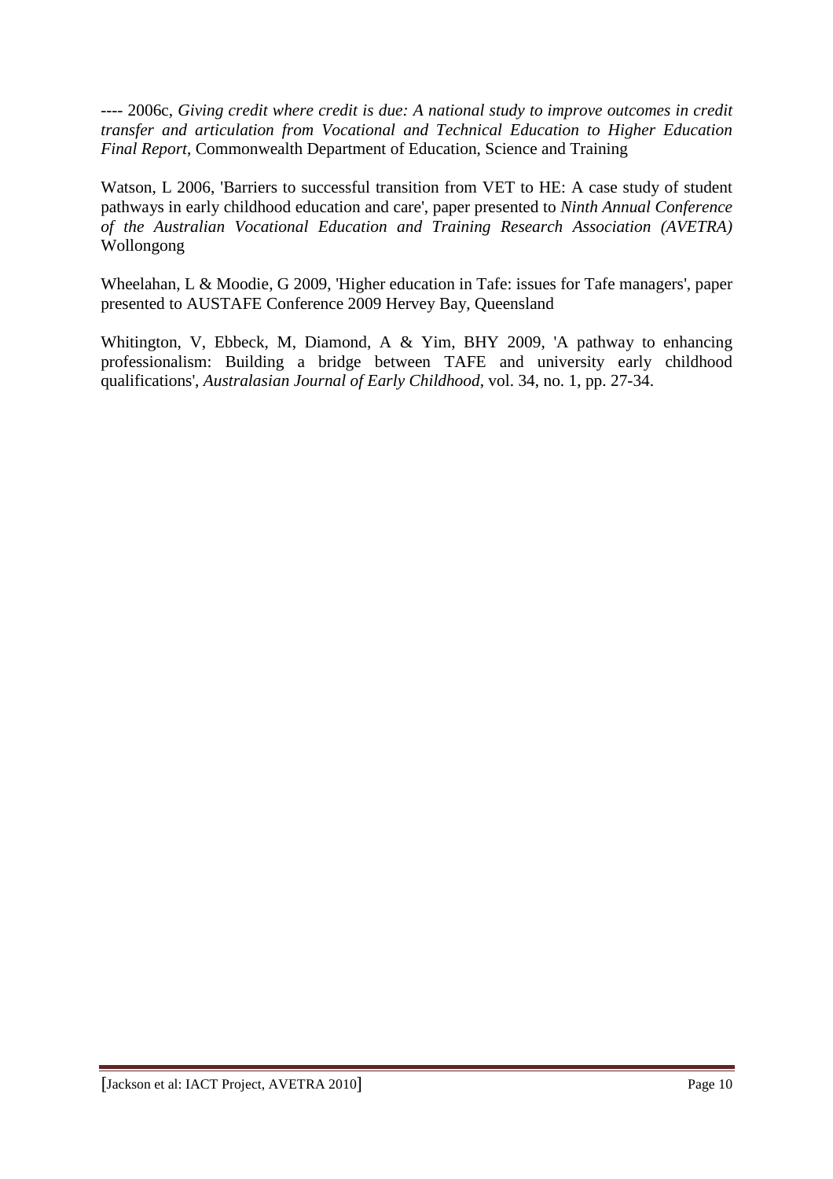---- 2006c, *Giving credit where credit is due: A national study to improve outcomes in credit transfer and articulation from Vocational and Technical Education to Higher Education Final Report*, Commonwealth Department of Education, Science and Training

Watson, L 2006, 'Barriers to successful transition from VET to HE: A case study of student pathways in early childhood education and care', paper presented to *Ninth Annual Conference of the Australian Vocational Education and Training Research Association (AVETRA)* Wollongong

Wheelahan, L & Moodie, G 2009, 'Higher education in Tafe: issues for Tafe managers', paper presented to AUSTAFE Conference 2009 Hervey Bay, Queensland

Whitington, V, Ebbeck, M, Diamond, A & Yim, BHY 2009, 'A pathway to enhancing professionalism: Building a bridge between TAFE and university early childhood qualifications', *Australasian Journal of Early Childhood*, vol. 34, no. 1, pp. 27-34.